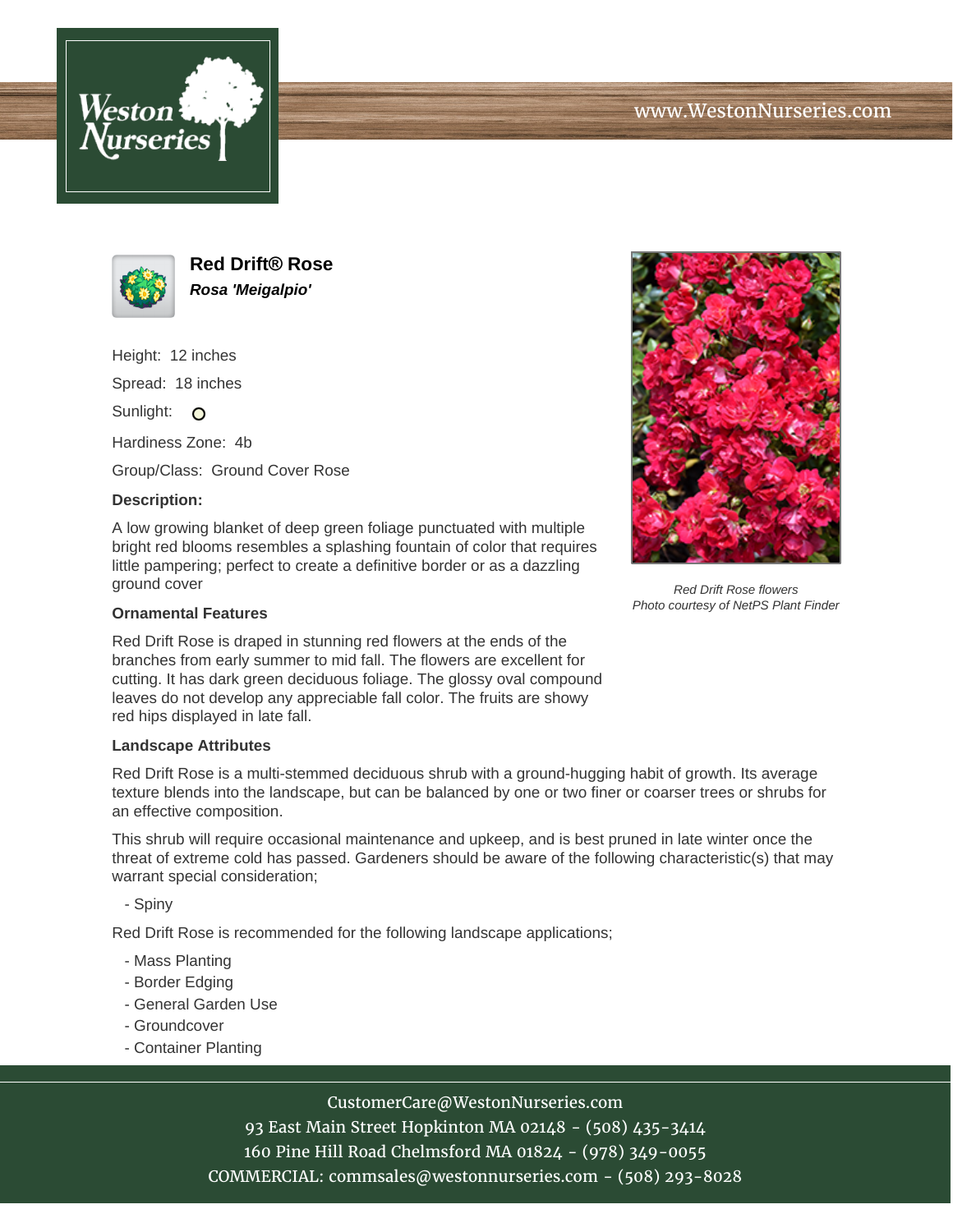# Red Drift® Rose

***Rosa 'Meigalpio'***

Height: 12 inches

Spread: 18 inches

Sunlight: O

Hardiness Zone: 4b

Group/Class: Ground Cover Rose

**Description:**

A low growing blanket of deep green foliage punctuated with multiple bright red blooms resembles a splashing fountain of color that requires little pampering; perfect to create a definitive border or as a dazzling ground cover

*Red Drift Rose flowers*
*Photo courtesy of NetPS Plant Finder*

**Ornamental Features**

Red Drift Rose is draped in stunning red flowers at the ends of the branches from early summer to mid fall. The flowers are excellent for cutting. It has dark green deciduous foliage. The glossy oval compound leaves do not develop any appreciable fall color. The fruits are showy red hips displayed in late fall.

**Landscape Attributes**

Red Drift Rose is a multi-stemmed deciduous shrub with a ground-hugging habit of growth. Its average texture blends into the landscape, but can be balanced by one or two finer or coarser trees or shrubs for an effective composition.

This shrub will require occasional maintenance and upkeep, and is best pruned in late winter once the threat of extreme cold has passed. Gardeners should be aware of the following characteristic(s) that may warrant special consideration;

- Spiny

Red Drift Rose is recommended for the following landscape applications;

- Mass Planting
- Border Edging
- General Garden Use
- Groundcover
- Container Planting

CustomerCare@WestonNurseries.com
93 East Main Street Hopkinton MA 02148 - (508) 435-3414
160 Pine Hill Road Chelmsford MA 01824 - (978) 349-0055
COMMERCIAL: commsales@westonnurseries.com - (508) 293-8028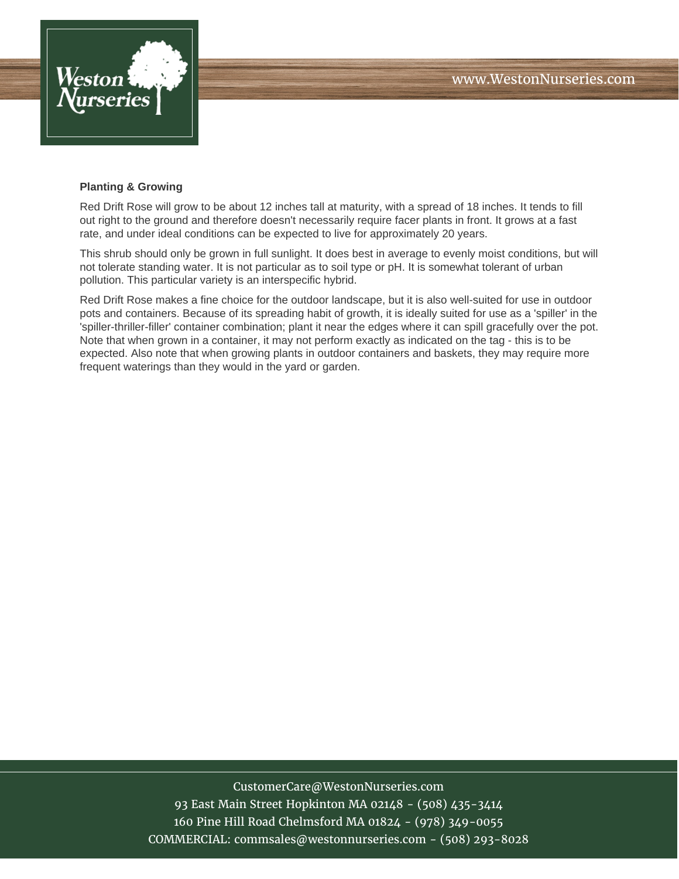**Planting & Growing**

Red Drift Rose will grow to be about 12 inches tall at maturity, with a spread of 18 inches. It tends to fill out right to the ground and therefore doesn't necessarily require facer plants in front. It grows at a fast rate, and under ideal conditions can be expected to live for approximately 20 years.

This shrub should only be grown in full sunlight. It does best in average to evenly moist conditions, but will not tolerate standing water. It is not particular as to soil type or pH. It is somewhat tolerant of urban pollution. This particular variety is an interspecific hybrid.

Red Drift Rose makes a fine choice for the outdoor landscape, but it is also well-suited for use in outdoor pots and containers. Because of its spreading habit of growth, it is ideally suited for use as a 'spiller' in the 'spiller-thriller-filler' container combination; plant it near the edges where it can spill gracefully over the pot. Note that when grown in a container, it may not perform exactly as indicated on the tag - this is to be expected. Also note that when growing plants in outdoor containers and baskets, they may require more frequent waterings than they would in the yard or garden.